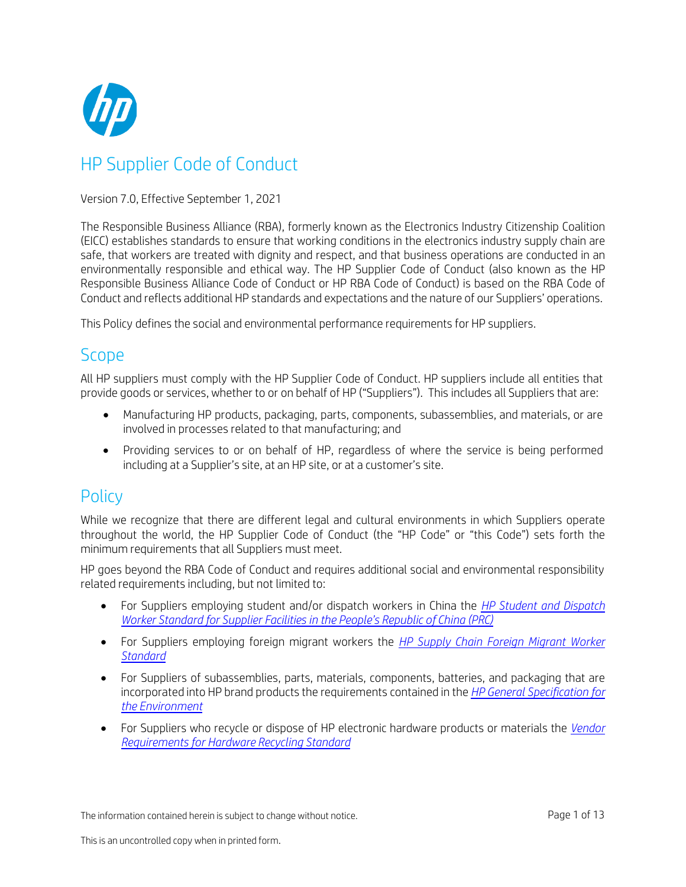# HP Supplier Code of Conduct

Version 7.0, Effective September 1, 2021

The Responsible Business Alliance (RBA), formerly known as the Electronics Industry Citizenship Coalition (EICC) establishes standards to ensure that working conditions in the electronics industry supply chain are safe, that workers are treated with dignity and respect, and that business operations are conducted in an environmentally responsible and ethical way. The HP Supplier Code of Conduct (also known as the HP Responsible Business Alliance Code of Conduct or HP RBA Code of Conduct) is based on the RBA Code of Conduct and reflects additional HP standards and expectations and the nature of our Suppliers' operations.

This Policy defines the social and environmental performance requirements for HP suppliers.

## Scope

All HP suppliers must comply with the HP Supplier Code of Conduct. HP suppliers include all entities that provide goods or services, whether to or on behalf of HP ("Suppliers"). This includes all Suppliers that are:

- Manufacturing HP products, packaging, parts, components, subassemblies, and materials, or are involved in processes related to that manufacturing; and
- Providing services to or on behalf of HP, regardless of where the service is being performed including at a Supplier's site, at an HP site, or at a customer's site.

## Policy

While we recognize that there are different legal and cultural environments in which Suppliers operate throughout the world, the HP Supplier Code of Conduct (the "HP Code" or "this Code") sets forth the minimum requirements that all Suppliers must meet.

HP goes beyond the RBA Code of Conduct and requires additional social and environmental responsibility related requirements including, but not limited to:

- For Suppliers employing student and/or dispatch workers in China the *HP Student and Dispatch Worker Standard for Supplier Facilities in the People's Republic of China (PRC)*
- For Suppliers employing foreign migrant workers the *HP Supply Chain Foreign Migrant Worker Standard*
- For Suppliers of subassemblies, parts, materials, components, batteries, and packaging that are incorporated into HP brand products the requirements contained in the *HP General Specification for the Environment*
- For Suppliers who recycle or dispose of HP electronic hardware products or materials the *Vendor Requirements for Hardware Recycling Standard*

The information contained herein is subject to change without notice.

This is an uncontrolled copy when in printed form.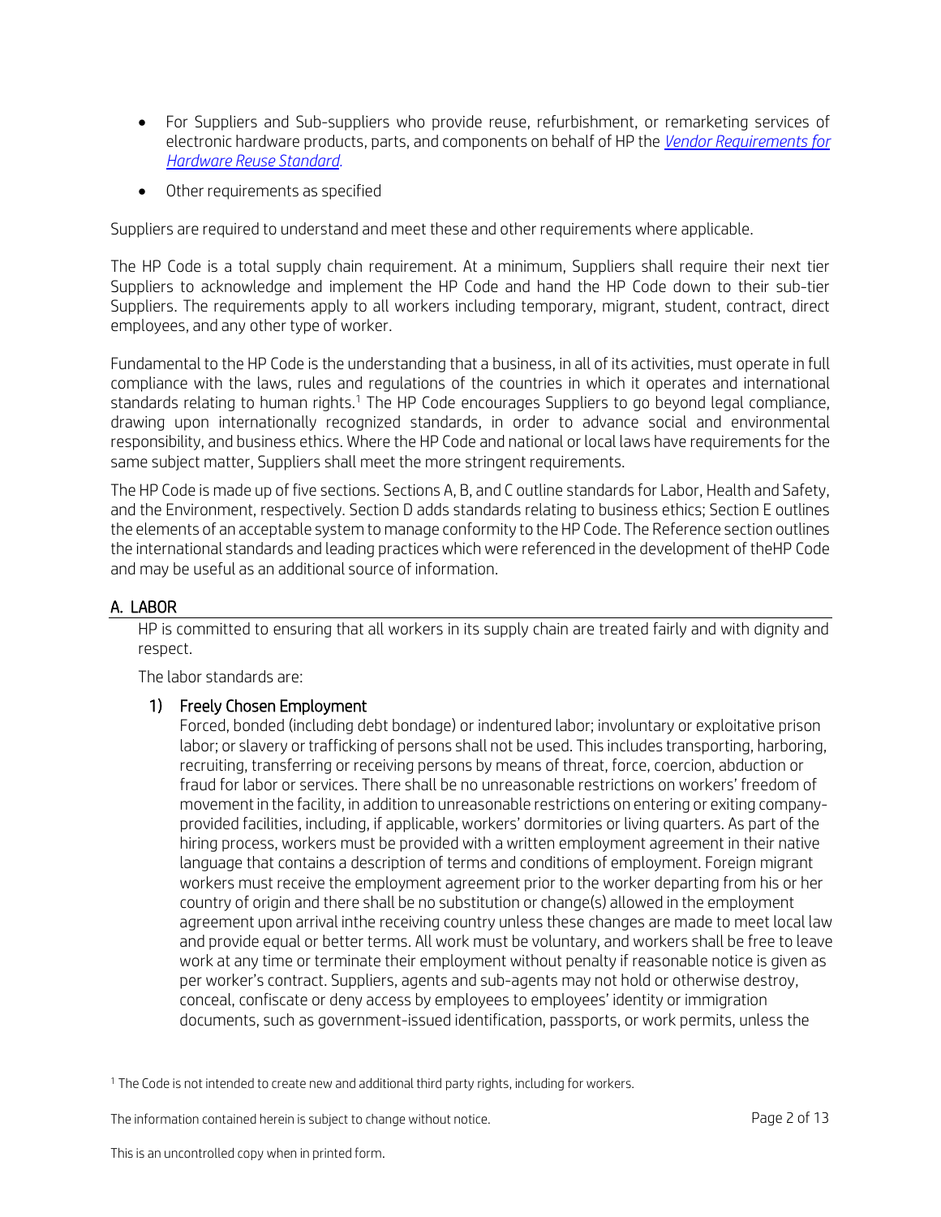- For Suppliers and Sub-suppliers who provide reuse, refurbishment, or remarketing services of electronic hardware products, parts, and components on behalf of HP the *Vendor Requirements for Hardware Reuse Standard*.
- Other requirements as specified

Suppliers are required to understand and meet these and other requirements where applicable.

The HP Code is a total supply chain requirement. At a minimum, Suppliers shall require their next tier Suppliers to acknowledge and implement the HP Code and hand the HP Code down to their sub-tier Suppliers. The requirements apply to all workers including temporary, migrant, student, contract, direct employees, and any other type of worker.

Fundamental to the HP Code is the understanding that a business, in all of its activities, must operate in full compliance with the laws, rules and regulations of the countries in which it operates and international standards relating to human rights.[1] The HP Code encourages Suppliers to go beyond legal compliance, drawing upon internationally recognized standards, in order to advance social and environmental responsibility, and business ethics. Where the HP Code and national or local laws have requirements for the same subject matter, Suppliers shall meet the more stringent requirements.

The HP Code is made up of five sections. Sections A, B, and C outline standards for Labor, Health and Safety, and the Environment, respectively. Section D adds standards relating to business ethics; Section E outlines the elements of an acceptable system to manage conformity to the HP Code. The Reference section outlines the international standards and leading practices which were referenced in the development of theHP Code and may be useful as an additional source of information.

## A. LABOR

HP is committed to ensuring that all workers in its supply chain are treated fairly and with dignity and respect.

The labor standards are:

### 1) Freely Chosen Employment

Forced, bonded (including debt bondage) or indentured labor; involuntary or exploitative prison labor; or slavery or trafficking of persons shall not be used. This includes transporting, harboring, recruiting, transferring or receiving persons by means of threat, force, coercion, abduction or fraud for labor or services. There shall be no unreasonable restrictions on workers' freedom of movement in the facility, in addition to unreasonable restrictions on entering or exiting company-provided facilities, including, if applicable, workers' dormitories or living quarters. As part of the hiring process, workers must be provided with a written employment agreement in their native language that contains a description of terms and conditions of employment. Foreign migrant workers must receive the employment agreement prior to the worker departing from his or her country of origin and there shall be no substitution or change(s) allowed in the employment agreement upon arrival inthe receiving country unless these changes are made to meet local law and provide equal or better terms. All work must be voluntary, and workers shall be free to leave work at any time or terminate their employment without penalty if reasonable notice is given as per worker's contract. Suppliers, agents and sub-agents may not hold or otherwise destroy, conceal, confiscate or deny access by employees to employees' identity or immigration documents, such as government-issued identification, passports, or work permits, unless the

[1] The Code is not intended to create new and additional third party rights, including for workers.

The information contained herein is subject to change without notice.

This is an uncontrolled copy when in printed form.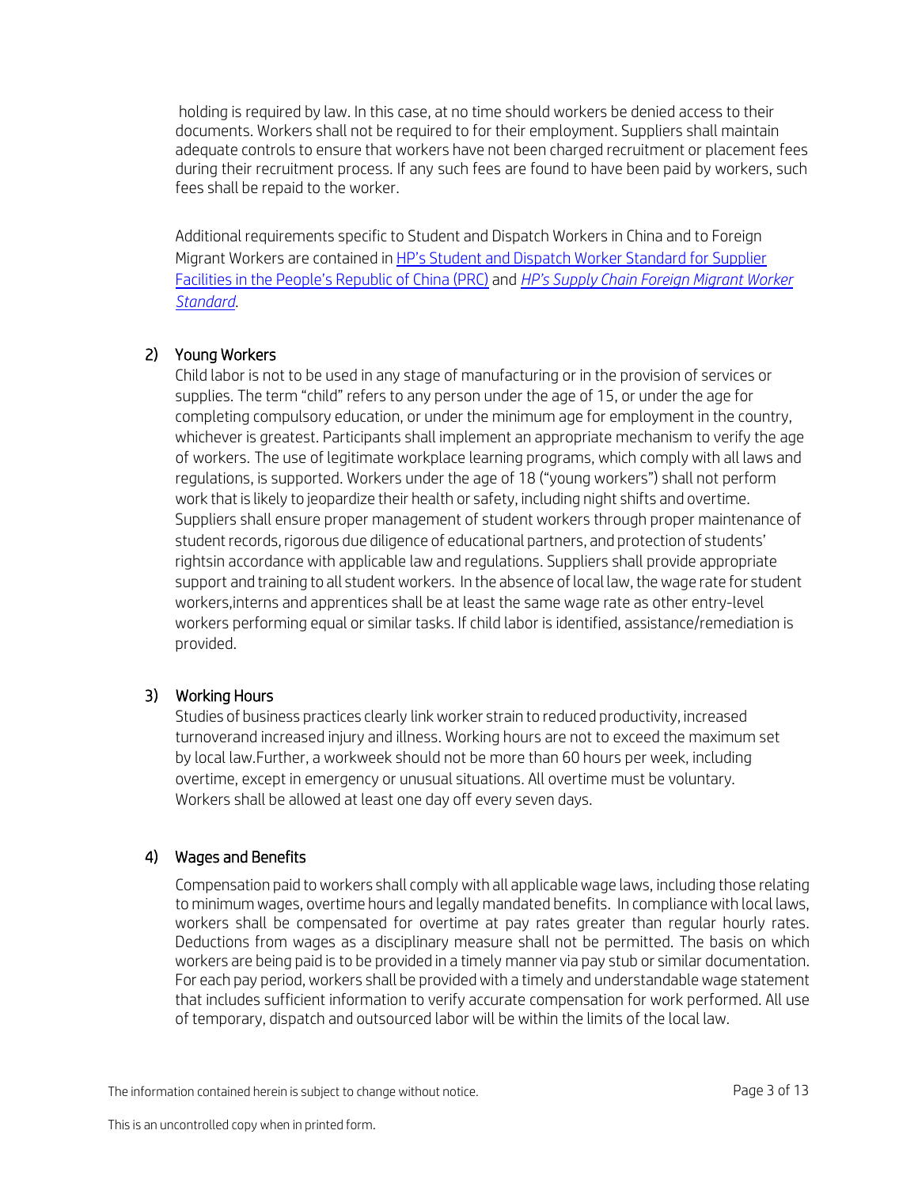holding is required by law. In this case, at no time should workers be denied access to their documents. Workers shall not be required to for their employment. Suppliers shall maintain adequate controls to ensure that workers have not been charged recruitment or placement fees during their recruitment process. If any such fees are found to have been paid by workers, such fees shall be repaid to the worker.

Additional requirements specific to Student and Dispatch Workers in China and to Foreign Migrant Workers are contained in [HP's Student and Dispatch Worker Standard for Supplier Facilities in the People's Republic of China (PRC)]() and [*HP's Supply Chain Foreign Migrant Worker Standard*]().

## 2) Young Workers

Child labor is not to be used in any stage of manufacturing or in the provision of services or supplies. The term "child" refers to any person under the age of 15, or under the age for completing compulsory education, or under the minimum age for employment in the country, whichever is greatest. Participants shall implement an appropriate mechanism to verify the age of workers. The use of legitimate workplace learning programs, which comply with all laws and regulations, is supported. Workers under the age of 18 ("young workers") shall not perform work that is likely to jeopardize their health or safety, including night shifts and overtime. Suppliers shall ensure proper management of student workers through proper maintenance of student records, rigorous due diligence of educational partners, and protection of students' rightsin accordance with applicable law and regulations. Suppliers shall provide appropriate support and training to all student workers. In the absence of local law, the wage rate for student workers,interns and apprentices shall be at least the same wage rate as other entry-level workers performing equal or similar tasks. If child labor is identified, assistance/remediation is provided.

## 3) Working Hours

Studies of business practices clearly link worker strain to reduced productivity, increased turnoverand increased injury and illness. Working hours are not to exceed the maximum set by local law.Further, a workweek should not be more than 60 hours per week, including overtime, except in emergency or unusual situations. All overtime must be voluntary. Workers shall be allowed at least one day off every seven days.

## 4) Wages and Benefits

Compensation paid to workers shall comply with all applicable wage laws, including those relating to minimum wages, overtime hours and legally mandated benefits. In compliance with local laws, workers shall be compensated for overtime at pay rates greater than regular hourly rates. Deductions from wages as a disciplinary measure shall not be permitted. The basis on which workers are being paid is to be provided in a timely manner via pay stub or similar documentation. For each pay period, workers shall be provided with a timely and understandable wage statement that includes sufficient information to verify accurate compensation for work performed. All use of temporary, dispatch and outsourced labor will be within the limits of the local law.

The information contained herein is subject to change without notice.

This is an uncontrolled copy when in printed form.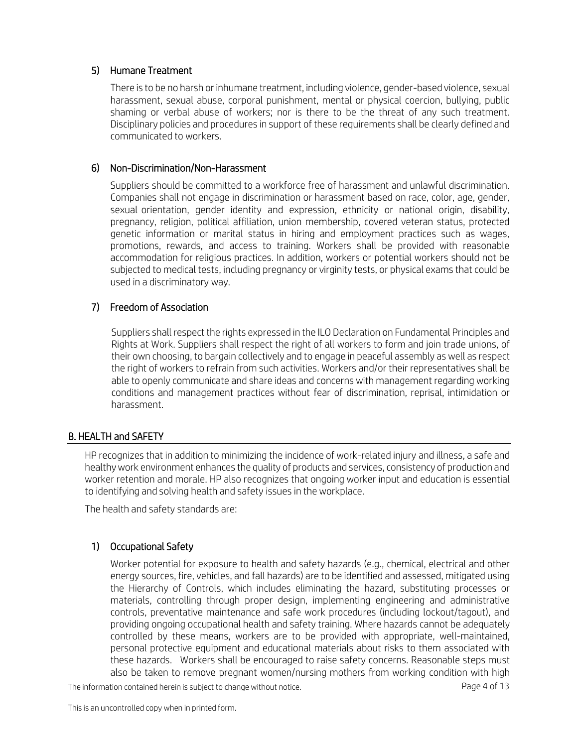### 5) Humane Treatment

There is to be no harsh or inhumane treatment, including violence, gender-based violence, sexual harassment, sexual abuse, corporal punishment, mental or physical coercion, bullying, public shaming or verbal abuse of workers; nor is there to be the threat of any such treatment. Disciplinary policies and procedures in support of these requirements shall be clearly defined and communicated to workers.

### 6) Non-Discrimination/Non-Harassment

Suppliers should be committed to a workforce free of harassment and unlawful discrimination. Companies shall not engage in discrimination or harassment based on race, color, age, gender, sexual orientation, gender identity and expression, ethnicity or national origin, disability, pregnancy, religion, political affiliation, union membership, covered veteran status, protected genetic information or marital status in hiring and employment practices such as wages, promotions, rewards, and access to training. Workers shall be provided with reasonable accommodation for religious practices. In addition, workers or potential workers should not be subjected to medical tests, including pregnancy or virginity tests, or physical exams that could be used in a discriminatory way.

### 7) Freedom of Association

Suppliers shall respect the rights expressed in the ILO Declaration on Fundamental Principles and Rights at Work. Suppliers shall respect the right of all workers to form and join trade unions, of their own choosing, to bargain collectively and to engage in peaceful assembly as well as respect the right of workers to refrain from such activities. Workers and/or their representatives shall be able to openly communicate and share ideas and concerns with management regarding working conditions and management practices without fear of discrimination, reprisal, intimidation or harassment.

## B. HEALTH and SAFETY

HP recognizes that in addition to minimizing the incidence of work-related injury and illness, a safe and healthy work environment enhances the quality of products and services, consistency of production and worker retention and morale. HP also recognizes that ongoing worker input and education is essential to identifying and solving health and safety issues in the workplace.

The health and safety standards are:

### 1) Occupational Safety

Worker potential for exposure to health and safety hazards (e.g., chemical, electrical and other energy sources, fire, vehicles, and fall hazards) are to be identified and assessed, mitigated using the Hierarchy of Controls, which includes eliminating the hazard, substituting processes or materials, controlling through proper design, implementing engineering and administrative controls, preventative maintenance and safe work procedures (including lockout/tagout), and providing ongoing occupational health and safety training. Where hazards cannot be adequately controlled by these means, workers are to be provided with appropriate, well-maintained, personal protective equipment and educational materials about risks to them associated with these hazards. Workers shall be encouraged to raise safety concerns. Reasonable steps must also be taken to remove pregnant women/nursing mothers from working condition with high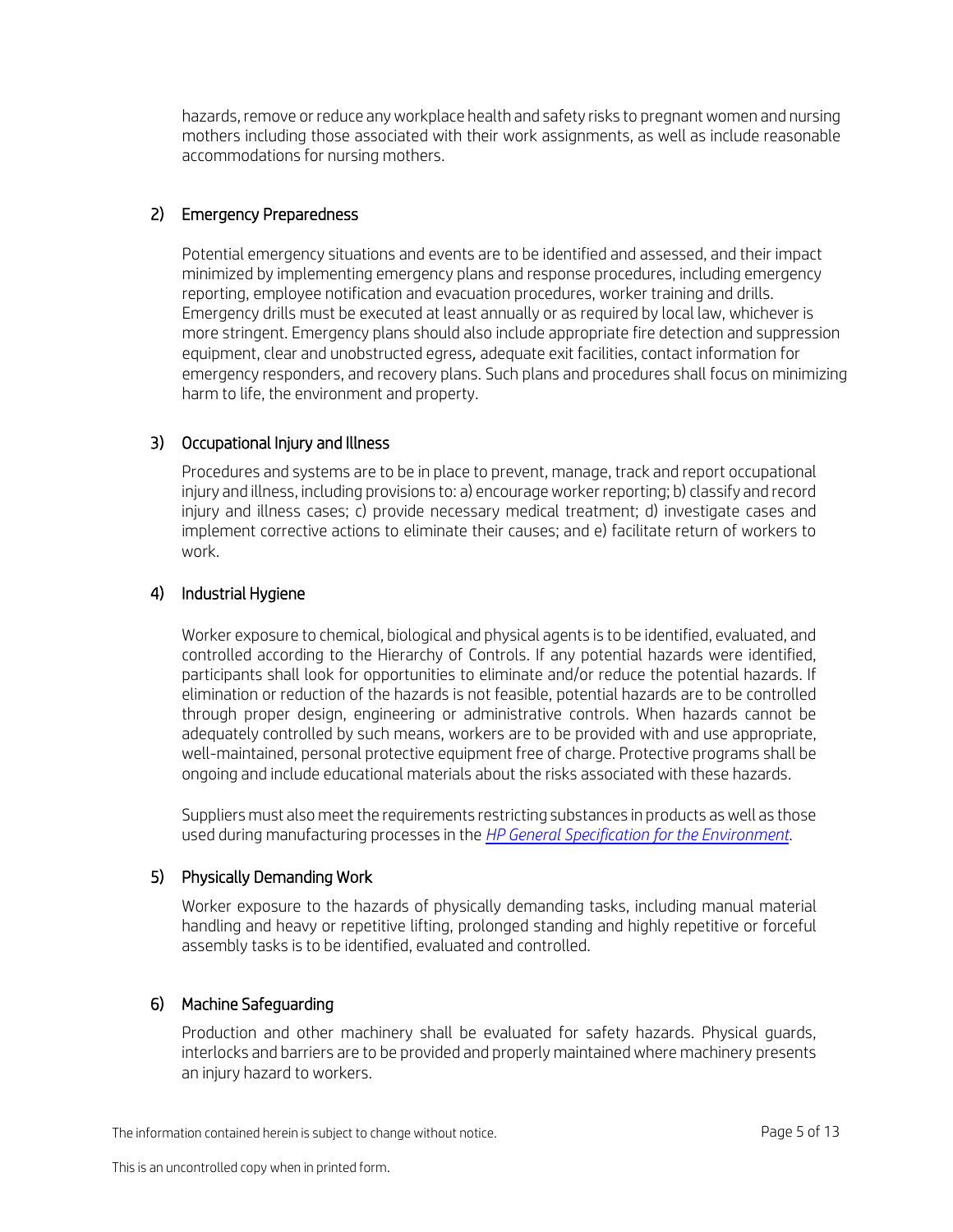hazards, remove or reduce any workplace health and safety risks to pregnant women and nursing mothers including those associated with their work assignments, as well as include reasonable accommodations for nursing mothers.

### 2) Emergency Preparedness

Potential emergency situations and events are to be identified and assessed, and their impact minimized by implementing emergency plans and response procedures, including emergency reporting, employee notification and evacuation procedures, worker training and drills. Emergency drills must be executed at least annually or as required by local law, whichever is more stringent. Emergency plans should also include appropriate fire detection and suppression equipment, clear and unobstructed egress, adequate exit facilities, contact information for emergency responders, and recovery plans. Such plans and procedures shall focus on minimizing harm to life, the environment and property.

### 3) Occupational Injury and Illness

Procedures and systems are to be in place to prevent, manage, track and report occupational injury and illness, including provisions to: a) encourage worker reporting; b) classify and record injury and illness cases; c) provide necessary medical treatment; d) investigate cases and implement corrective actions to eliminate their causes; and e) facilitate return of workers to work.

### 4) Industrial Hygiene

Worker exposure to chemical, biological and physical agents is to be identified, evaluated, and controlled according to the Hierarchy of Controls. If any potential hazards were identified, participants shall look for opportunities to eliminate and/or reduce the potential hazards. If elimination or reduction of the hazards is not feasible, potential hazards are to be controlled through proper design, engineering or administrative controls. When hazards cannot be adequately controlled by such means, workers are to be provided with and use appropriate, well-maintained, personal protective equipment free of charge. Protective programs shall be ongoing and include educational materials about the risks associated with these hazards.

Suppliers must also meet the requirements restricting substances in products as well as those used during manufacturing processes in the *HP General Specification for the Environment*.

### 5) Physically Demanding Work

Worker exposure to the hazards of physically demanding tasks, including manual material handling and heavy or repetitive lifting, prolonged standing and highly repetitive or forceful assembly tasks is to be identified, evaluated and controlled.

### 6) Machine Safeguarding

Production and other machinery shall be evaluated for safety hazards. Physical guards, interlocks and barriers are to be provided and properly maintained where machinery presents an injury hazard to workers.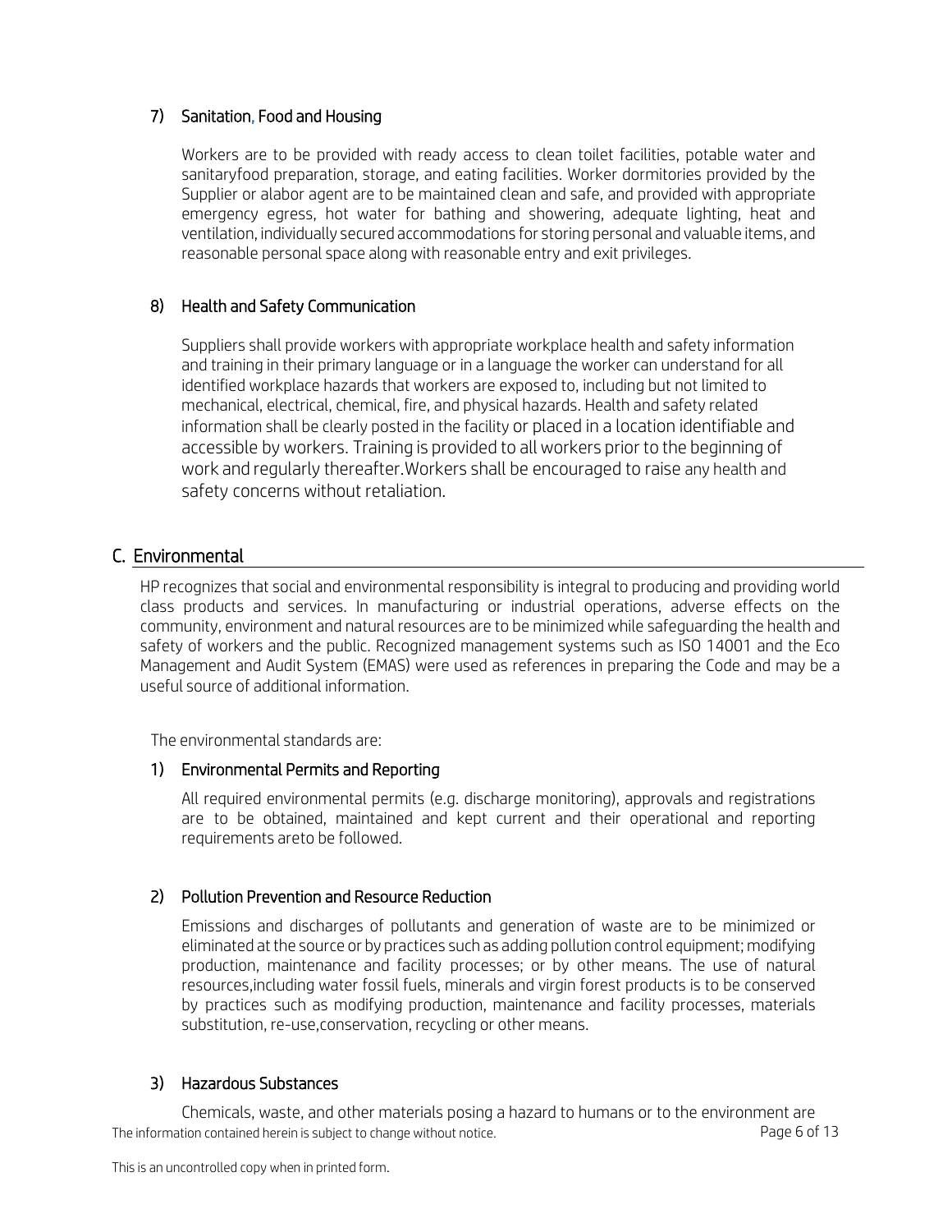### 7) Sanitation, Food and Housing

Workers are to be provided with ready access to clean toilet facilities, potable water and sanitaryfood preparation, storage, and eating facilities. Worker dormitories provided by the Supplier or alabor agent are to be maintained clean and safe, and provided with appropriate emergency egress, hot water for bathing and showering, adequate lighting, heat and ventilation, individually secured accommodations for storing personal and valuable items, and reasonable personal space along with reasonable entry and exit privileges.

### 8) Health and Safety Communication

Suppliers shall provide workers with appropriate workplace health and safety information and training in their primary language or in a language the worker can understand for all identified workplace hazards that workers are exposed to, including but not limited to mechanical, electrical, chemical, fire, and physical hazards. Health and safety related information shall be clearly posted in the facility or placed in a location identifiable and accessible by workers. Training is provided to all workers prior to the beginning of work and regularly thereafter.Workers shall be encouraged to raise any health and safety concerns without retaliation.

## C. Environmental

HP recognizes that social and environmental responsibility is integral to producing and providing world class products and services. In manufacturing or industrial operations, adverse effects on the community, environment and natural resources are to be minimized while safeguarding the health and safety of workers and the public. Recognized management systems such as ISO 14001 and the Eco Management and Audit System (EMAS) were used as references in preparing the Code and may be a useful source of additional information.

The environmental standards are:

### 1) Environmental Permits and Reporting

All required environmental permits (e.g. discharge monitoring), approvals and registrations are to be obtained, maintained and kept current and their operational and reporting requirements areto be followed.

### 2) Pollution Prevention and Resource Reduction

Emissions and discharges of pollutants and generation of waste are to be minimized or eliminated at the source or by practices such as adding pollution control equipment; modifying production, maintenance and facility processes; or by other means. The use of natural resources,including water fossil fuels, minerals and virgin forest products is to be conserved by practices such as modifying production, maintenance and facility processes, materials substitution, re-use,conservation, recycling or other means.

### 3) Hazardous Substances

Chemicals, waste, and other materials posing a hazard to humans or to the environment are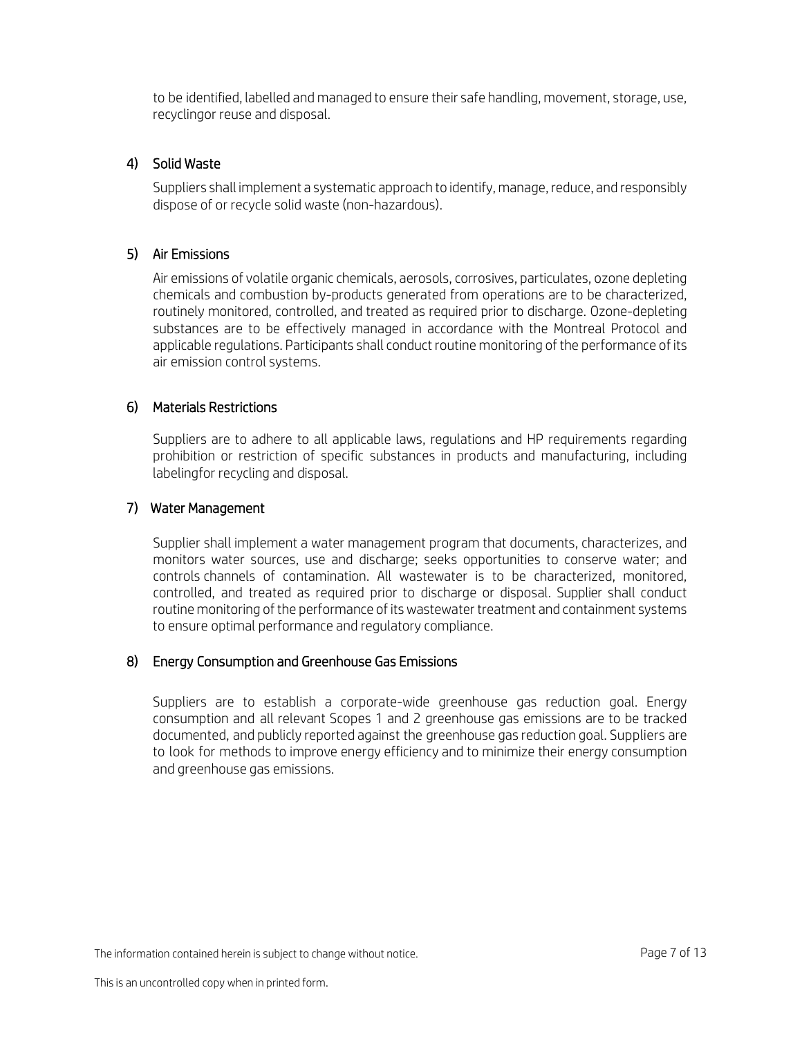to be identified, labelled and managed to ensure their safe handling, movement, storage, use, recyclingor reuse and disposal.

### 4) Solid Waste

Suppliers shall implement a systematic approach to identify, manage, reduce, and responsibly dispose of or recycle solid waste (non-hazardous).

### 5) Air Emissions

Air emissions of volatile organic chemicals, aerosols, corrosives, particulates, ozone depleting chemicals and combustion by-products generated from operations are to be characterized, routinely monitored, controlled, and treated as required prior to discharge. Ozone-depleting substances are to be effectively managed in accordance with the Montreal Protocol and applicable regulations. Participants shall conduct routine monitoring of the performance of its air emission control systems.

### 6) Materials Restrictions

Suppliers are to adhere to all applicable laws, regulations and HP requirements regarding prohibition or restriction of specific substances in products and manufacturing, including labelingfor recycling and disposal.

### 7) Water Management

Supplier shall implement a water management program that documents, characterizes, and monitors water sources, use and discharge; seeks opportunities to conserve water; and controls channels of contamination. All wastewater is to be characterized, monitored, controlled, and treated as required prior to discharge or disposal. Supplier shall conduct routine monitoring of the performance of its wastewater treatment and containment systems to ensure optimal performance and regulatory compliance.

### 8) Energy Consumption and Greenhouse Gas Emissions

Suppliers are to establish a corporate-wide greenhouse gas reduction goal. Energy consumption and all relevant Scopes 1 and 2 greenhouse gas emissions are to be tracked documented, and publicly reported against the greenhouse gas reduction goal. Suppliers are to look for methods to improve energy efficiency and to minimize their energy consumption and greenhouse gas emissions.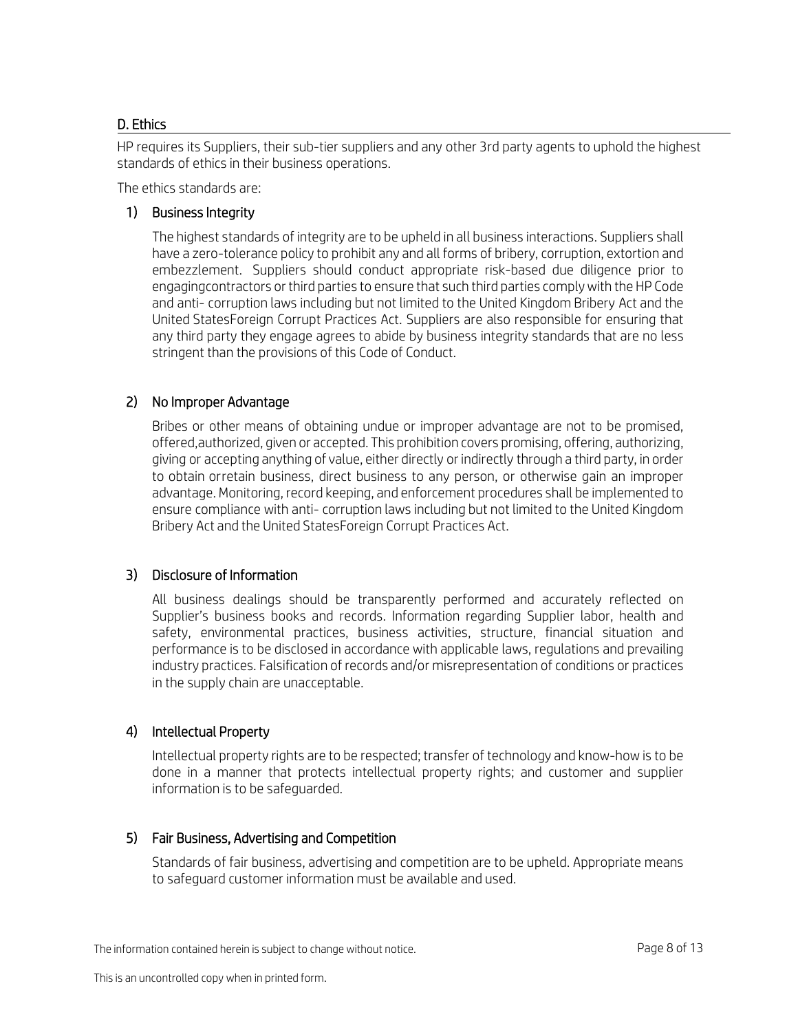## D. Ethics

HP requires its Suppliers, their sub-tier suppliers and any other 3rd party agents to uphold the highest standards of ethics in their business operations.

The ethics standards are:

### 1) Business Integrity

The highest standards of integrity are to be upheld in all business interactions. Suppliers shall have a zero-tolerance policy to prohibit any and all forms of bribery, corruption, extortion and embezzlement. Suppliers should conduct appropriate risk-based due diligence prior to engagingcontractors or third parties to ensure that such third parties comply with the HP Code and anti- corruption laws including but not limited to the United Kingdom Bribery Act and the United StatesForeign Corrupt Practices Act. Suppliers are also responsible for ensuring that any third party they engage agrees to abide by business integrity standards that are no less stringent than the provisions of this Code of Conduct.

### 2) No Improper Advantage

Bribes or other means of obtaining undue or improper advantage are not to be promised, offered,authorized, given or accepted. This prohibition covers promising, offering, authorizing, giving or accepting anything of value, either directly or indirectly through a third party, in order to obtain orretain business, direct business to any person, or otherwise gain an improper advantage. Monitoring, record keeping, and enforcement procedures shall be implemented to ensure compliance with anti- corruption laws including but not limited to the United Kingdom Bribery Act and the United StatesForeign Corrupt Practices Act.

### 3) Disclosure of Information

All business dealings should be transparently performed and accurately reflected on Supplier's business books and records. Information regarding Supplier labor, health and safety, environmental practices, business activities, structure, financial situation and performance is to be disclosed in accordance with applicable laws, regulations and prevailing industry practices. Falsification of records and/or misrepresentation of conditions or practices in the supply chain are unacceptable.

### 4) Intellectual Property

Intellectual property rights are to be respected; transfer of technology and know-how is to be done in a manner that protects intellectual property rights; and customer and supplier information is to be safeguarded.

### 5) Fair Business, Advertising and Competition

Standards of fair business, advertising and competition are to be upheld. Appropriate means to safeguard customer information must be available and used.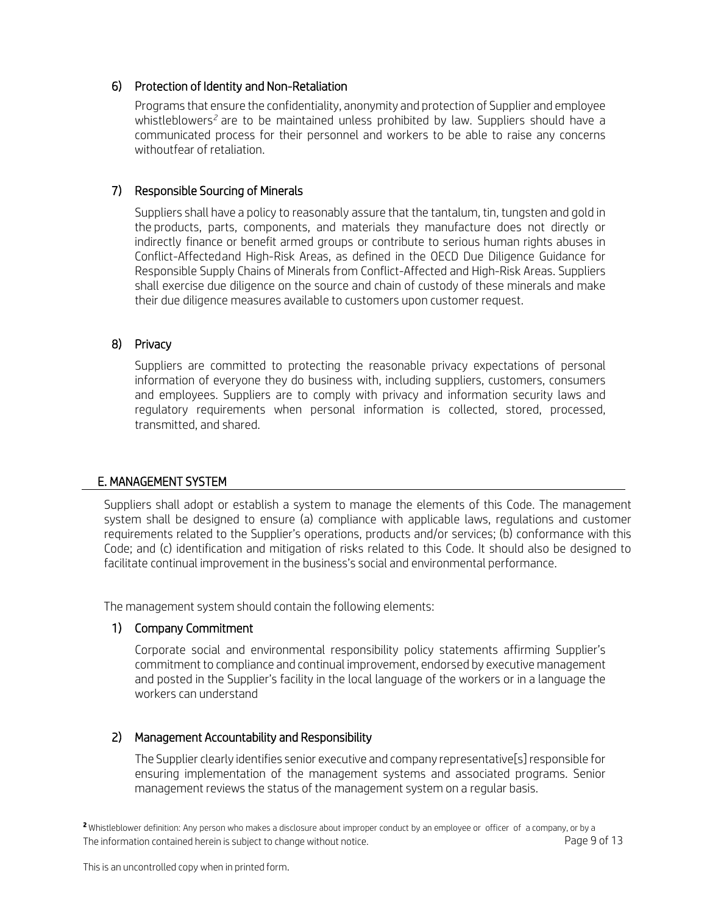### 6) Protection of Identity and Non-Retaliation

Programs that ensure the confidentiality, anonymity and protection of Supplier and employee whistleblowers[2] are to be maintained unless prohibited by law. Suppliers should have a communicated process for their personnel and workers to be able to raise any concerns withoutfear of retaliation.

### 7) Responsible Sourcing of Minerals

Suppliers shall have a policy to reasonably assure that the tantalum, tin, tungsten and gold in the products, parts, components, and materials they manufacture does not directly or indirectly finance or benefit armed groups or contribute to serious human rights abuses in Conflict-Affectedand High-Risk Areas, as defined in the OECD Due Diligence Guidance for Responsible Supply Chains of Minerals from Conflict-Affected and High-Risk Areas. Suppliers shall exercise due diligence on the source and chain of custody of these minerals and make their due diligence measures available to customers upon customer request.

### 8) Privacy

Suppliers are committed to protecting the reasonable privacy expectations of personal information of everyone they do business with, including suppliers, customers, consumers and employees. Suppliers are to comply with privacy and information security laws and regulatory requirements when personal information is collected, stored, processed, transmitted, and shared.

## E. MANAGEMENT SYSTEM

Suppliers shall adopt or establish a system to manage the elements of this Code. The management system shall be designed to ensure (a) compliance with applicable laws, regulations and customer requirements related to the Supplier's operations, products and/or services; (b) conformance with this Code; and (c) identification and mitigation of risks related to this Code. It should also be designed to facilitate continual improvement in the business's social and environmental performance.

The management system should contain the following elements:

### 1) Company Commitment

Corporate social and environmental responsibility policy statements affirming Supplier's commitment to compliance and continual improvement, endorsed by executive management and posted in the Supplier's facility in the local language of the workers or in a language the workers can understand

### 2) Management Accountability and Responsibility

The Supplier clearly identifies senior executive and company representative[s] responsible for ensuring implementation of the management systems and associated programs. Senior management reviews the status of the management system on a regular basis.

[2] Whistleblower definition: Any person who makes a disclosure about improper conduct by an employee or officer of a company, or by a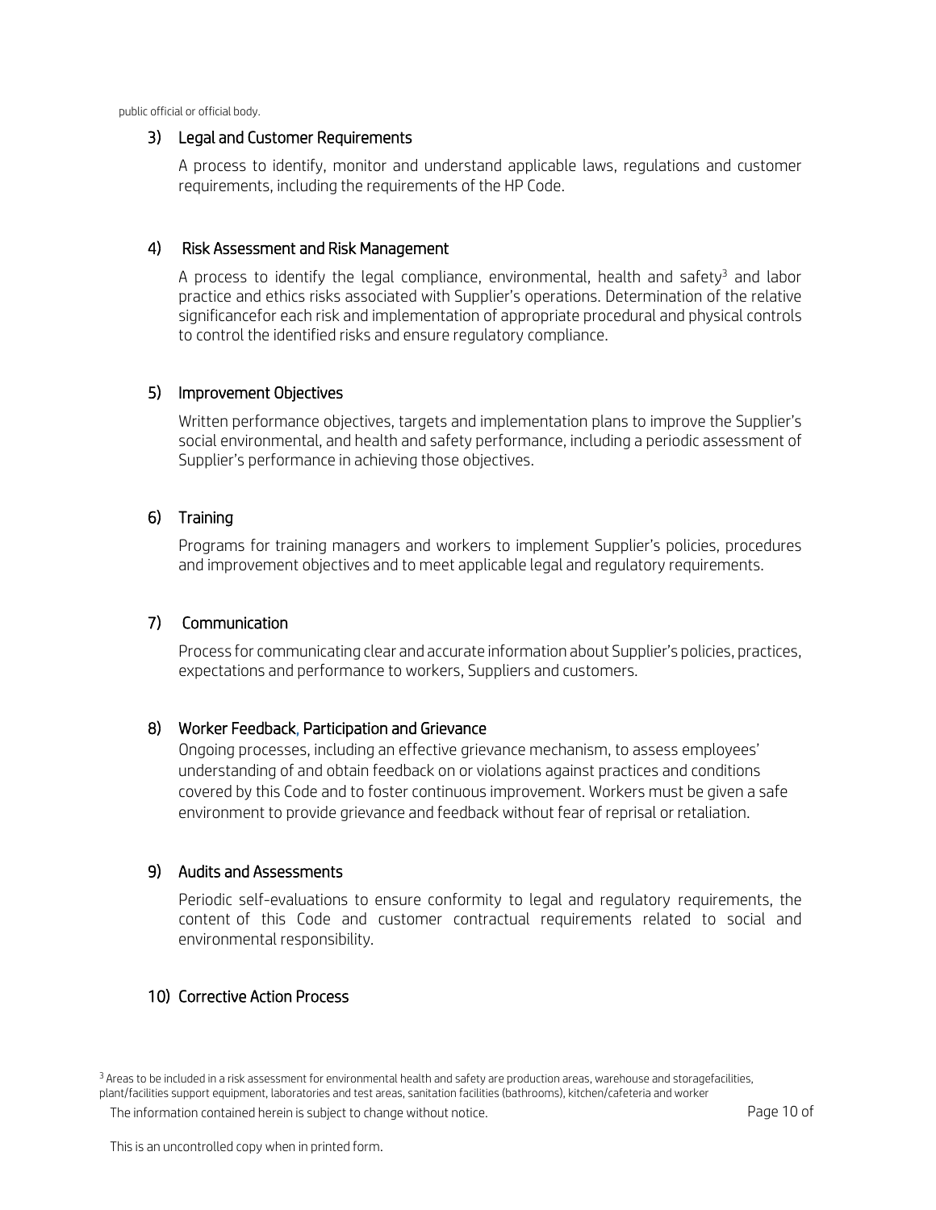public official or official body.

### 3) Legal and Customer Requirements

A process to identify, monitor and understand applicable laws, regulations and customer requirements, including the requirements of the HP Code.

### 4) Risk Assessment and Risk Management

A process to identify the legal compliance, environmental, health and safety[3] and labor practice and ethics risks associated with Supplier's operations. Determination of the relative significancefor each risk and implementation of appropriate procedural and physical controls to control the identified risks and ensure regulatory compliance.

### 5) Improvement Objectives

Written performance objectives, targets and implementation plans to improve the Supplier's social environmental, and health and safety performance, including a periodic assessment of Supplier's performance in achieving those objectives.

### 6) Training

Programs for training managers and workers to implement Supplier's policies, procedures and improvement objectives and to meet applicable legal and regulatory requirements.

### 7) Communication

Process for communicating clear and accurate information about Supplier's policies, practices, expectations and performance to workers, Suppliers and customers.

### 8) Worker Feedback, Participation and Grievance

Ongoing processes, including an effective grievance mechanism, to assess employees' understanding of and obtain feedback on or violations against practices and conditions covered by this Code and to foster continuous improvement. Workers must be given a safe environment to provide grievance and feedback without fear of reprisal or retaliation.

### 9) Audits and Assessments

Periodic self-evaluations to ensure conformity to legal and regulatory requirements, the content of this Code and customer contractual requirements related to social and environmental responsibility.

### 10) Corrective Action Process

[3] Areas to be included in a risk assessment for environmental health and safety are production areas, warehouse and storagefacilities, plant/facilities support equipment, laboratories and test areas, sanitation facilities (bathrooms), kitchen/cafeteria and worker

The information contained herein is subject to change without notice.

This is an uncontrolled copy when in printed form.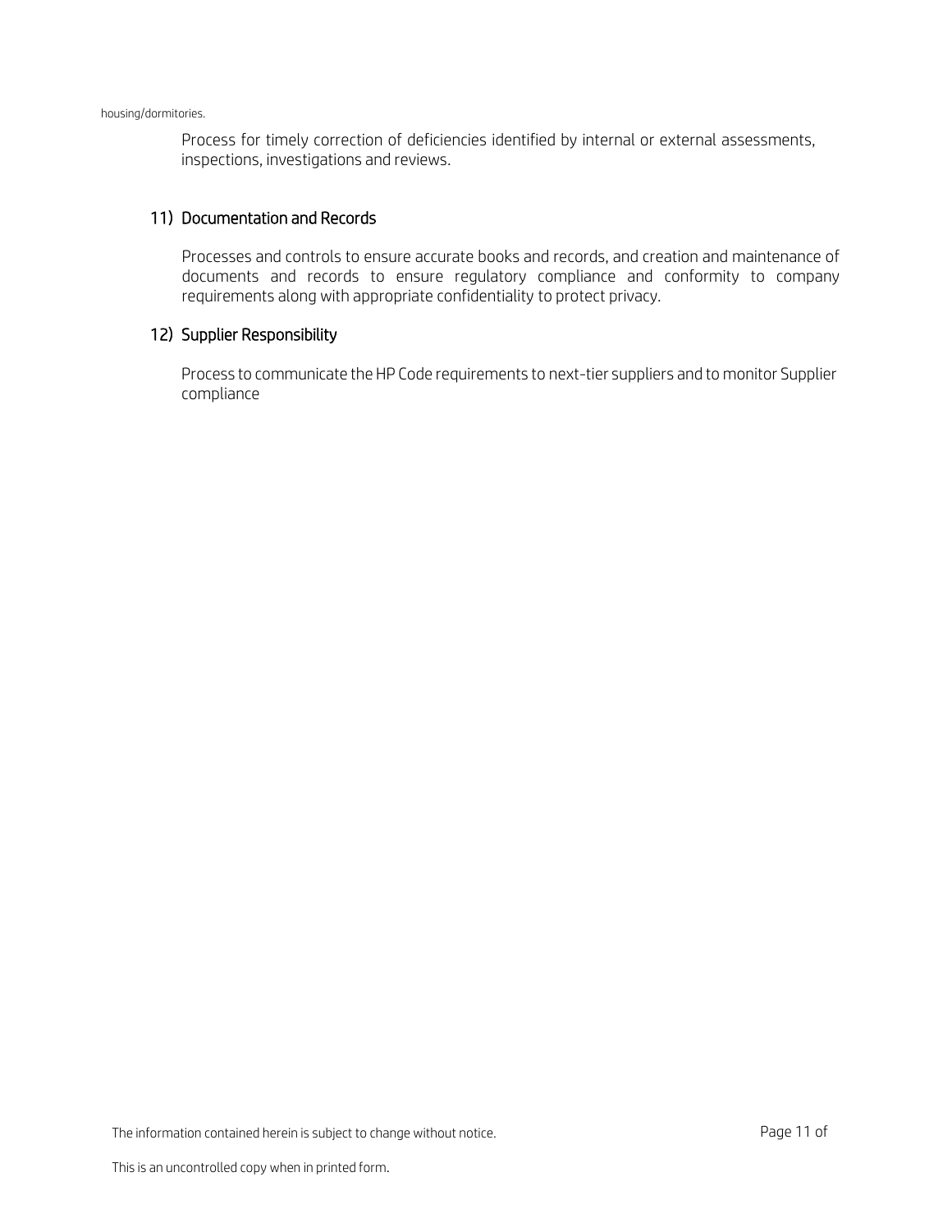housing/dormitories.

Process for timely correction of deficiencies identified by internal or external assessments, inspections, investigations and reviews.

### 11) Documentation and Records

Processes and controls to ensure accurate books and records, and creation and maintenance of documents and records to ensure regulatory compliance and conformity to company requirements along with appropriate confidentiality to protect privacy.

### 12) Supplier Responsibility

Process to communicate the HP Code requirements to next-tier suppliers and to monitor Supplier compliance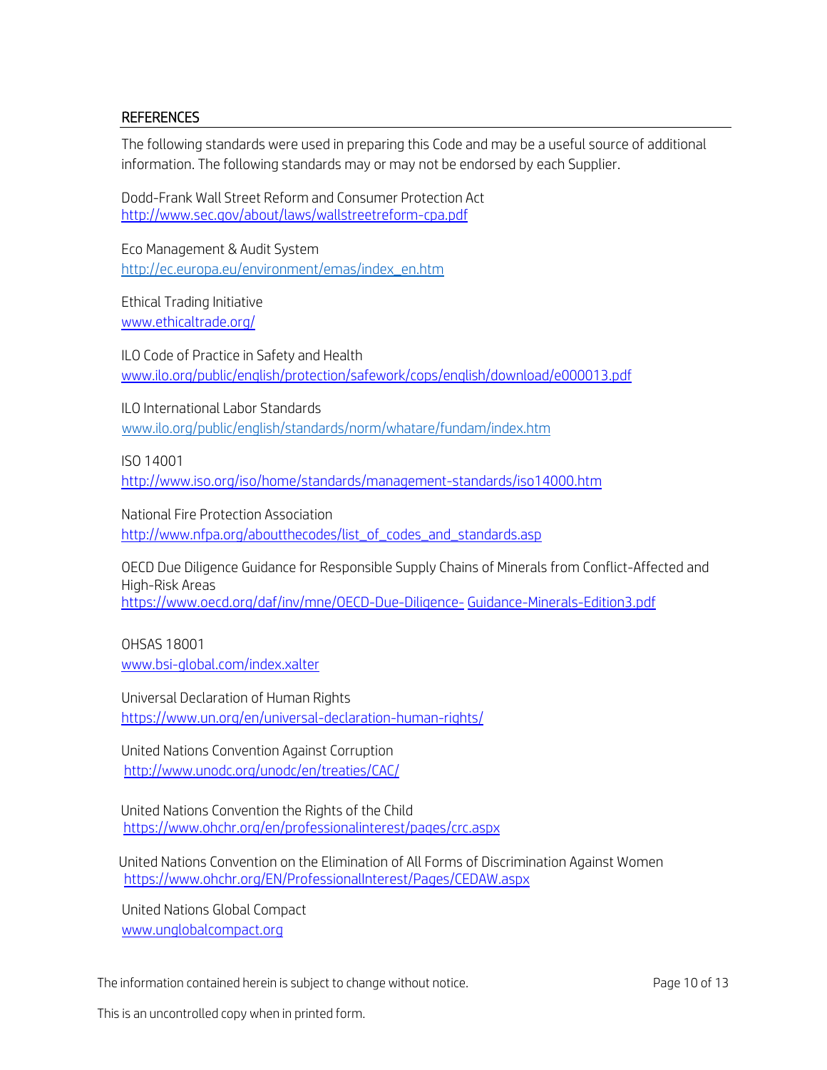## REFERENCES

The following standards were used in preparing this Code and may be a useful source of additional information. The following standards may or may not be endorsed by each Supplier.

Dodd-Frank Wall Street Reform and Consumer Protection Act
http://www.sec.gov/about/laws/wallstreetreform-cpa.pdf

Eco Management & Audit System
http://ec.europa.eu/environment/emas/index_en.htm

Ethical Trading Initiative
www.ethicaltrade.org/

ILO Code of Practice in Safety and Health
www.ilo.org/public/english/protection/safework/cops/english/download/e000013.pdf

ILO International Labor Standards
www.ilo.org/public/english/standards/norm/whatare/fundam/index.htm

ISO 14001
http://www.iso.org/iso/home/standards/management-standards/iso14000.htm

National Fire Protection Association
http://www.nfpa.org/aboutthecodes/list_of_codes_and_standards.asp

OECD Due Diligence Guidance for Responsible Supply Chains of Minerals from Conflict-Affected and High-Risk Areas
https://www.oecd.org/daf/inv/mne/OECD-Due-Diligence- Guidance-Minerals-Edition3.pdf

OHSAS 18001
www.bsi-global.com/index.xalter

Universal Declaration of Human Rights
https://www.un.org/en/universal-declaration-human-rights/

United Nations Convention Against Corruption
http://www.unodc.org/unodc/en/treaties/CAC/

United Nations Convention the Rights of the Child
https://www.ohchr.org/en/professionalinterest/pages/crc.aspx

United Nations Convention on the Elimination of All Forms of Discrimination Against Women
https://www.ohchr.org/EN/ProfessionalInterest/Pages/CEDAW.aspx

United Nations Global Compact
www.unglobalcompact.org

The information contained herein is subject to change without notice.

This is an uncontrolled copy when in printed form.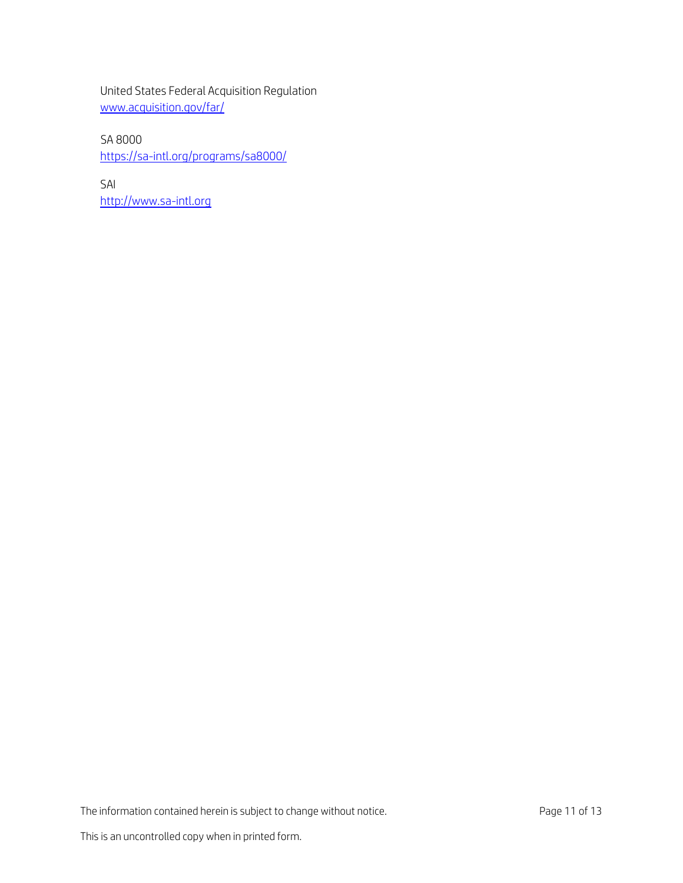United States Federal Acquisition Regulation
www.acquisition.gov/far/

SA 8000
https://sa-intl.org/programs/sa8000/

SAI
http://www.sa-intl.org

The information contained herein is subject to change without notice.

This is an uncontrolled copy when in printed form.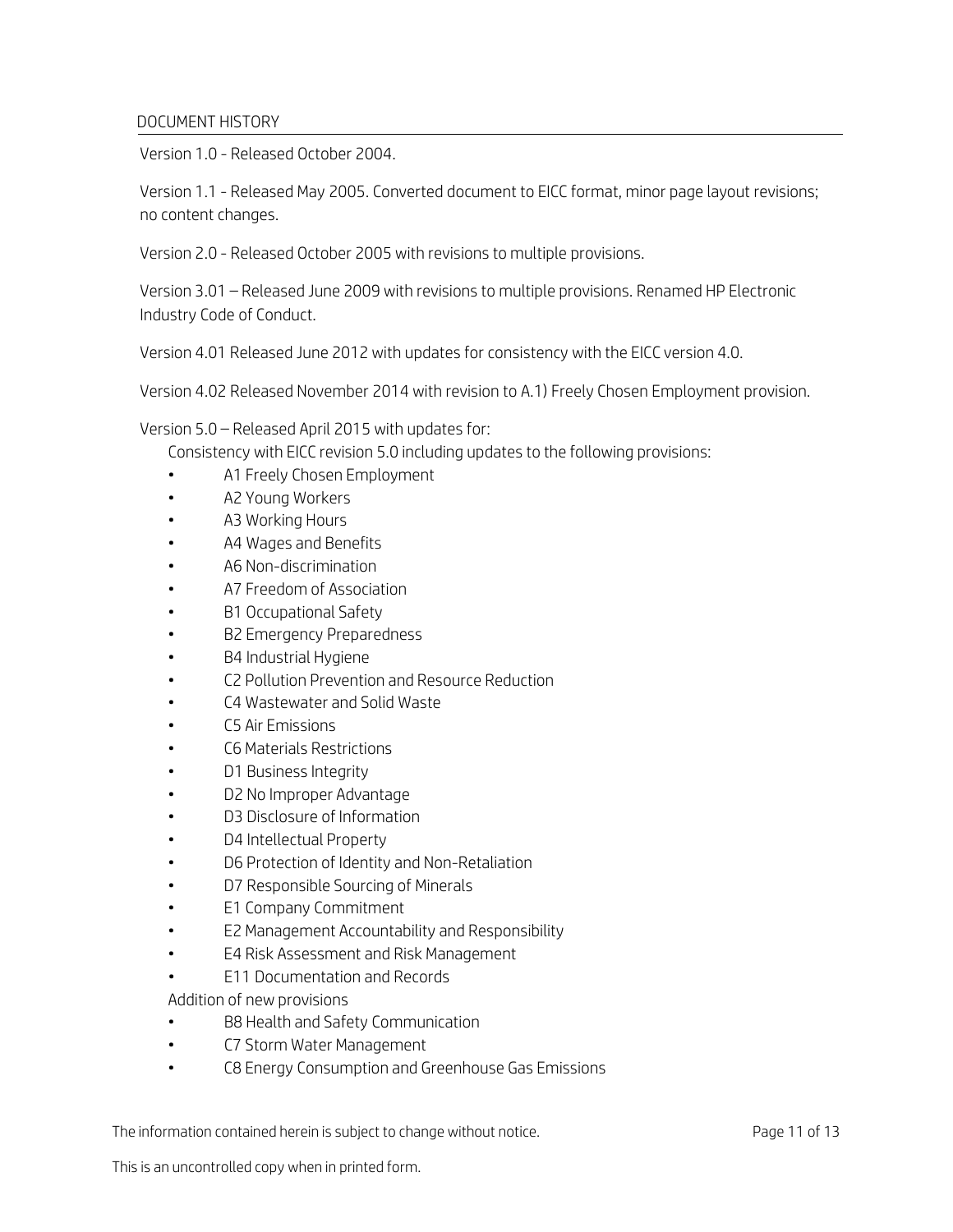## DOCUMENT HISTORY

Version 1.0 - Released October 2004.

Version 1.1 - Released May 2005. Converted document to EICC format, minor page layout revisions; no content changes.

Version 2.0 - Released October 2005 with revisions to multiple provisions.

Version 3.01 – Released June 2009 with revisions to multiple provisions. Renamed HP Electronic Industry Code of Conduct.

Version 4.01 Released June 2012 with updates for consistency with the EICC version 4.0.

Version 4.02 Released November 2014 with revision to A.1) Freely Chosen Employment provision.

Version 5.0 – Released April 2015 with updates for:

Consistency with EICC revision 5.0 including updates to the following provisions:

- A1 Freely Chosen Employment
- A2 Young Workers
- A3 Working Hours
- A4 Wages and Benefits
- A6 Non-discrimination
- A7 Freedom of Association
- B1 Occupational Safety
- B2 Emergency Preparedness
- B4 Industrial Hygiene
- C2 Pollution Prevention and Resource Reduction
- C4 Wastewater and Solid Waste
- C5 Air Emissions
- C6 Materials Restrictions
- D1 Business Integrity
- D2 No Improper Advantage
- D3 Disclosure of Information
- D4 Intellectual Property
- D6 Protection of Identity and Non-Retaliation
- D7 Responsible Sourcing of Minerals
- E1 Company Commitment
- E2 Management Accountability and Responsibility
- E4 Risk Assessment and Risk Management
- E11 Documentation and Records

Addition of new provisions

- B8 Health and Safety Communication
- C7 Storm Water Management
- C8 Energy Consumption and Greenhouse Gas Emissions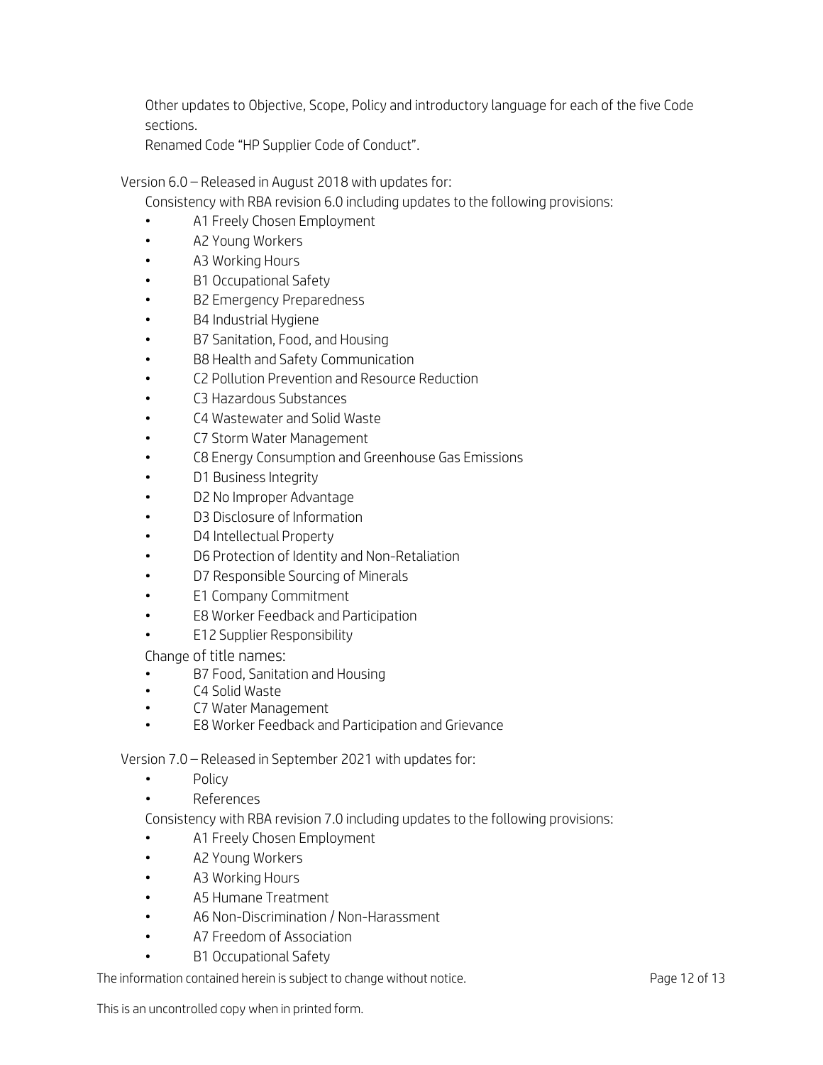Other updates to Objective, Scope, Policy and introductory language for each of the five Code sections.

Renamed Code "HP Supplier Code of Conduct".

Version 6.0 – Released in August 2018 with updates for:

Consistency with RBA revision 6.0 including updates to the following provisions:

- A1 Freely Chosen Employment
- A2 Young Workers
- A3 Working Hours
- B1 Occupational Safety
- B2 Emergency Preparedness
- B4 Industrial Hygiene
- B7 Sanitation, Food, and Housing
- B8 Health and Safety Communication
- C2 Pollution Prevention and Resource Reduction
- C3 Hazardous Substances
- C4 Wastewater and Solid Waste
- C7 Storm Water Management
- C8 Energy Consumption and Greenhouse Gas Emissions
- D1 Business Integrity
- D2 No Improper Advantage
- D3 Disclosure of Information
- D4 Intellectual Property
- D6 Protection of Identity and Non-Retaliation
- D7 Responsible Sourcing of Minerals
- E1 Company Commitment
- E8 Worker Feedback and Participation
- E12 Supplier Responsibility

Change of title names:

- B7 Food, Sanitation and Housing
- C4 Solid Waste
- C7 Water Management
- E8 Worker Feedback and Participation and Grievance

Version 7.0 – Released in September 2021 with updates for:

- Policy
- References

Consistency with RBA revision 7.0 including updates to the following provisions:

- A1 Freely Chosen Employment
- A2 Young Workers
- A3 Working Hours
- A5 Humane Treatment
- A6 Non-Discrimination / Non-Harassment
- A7 Freedom of Association
- B1 Occupational Safety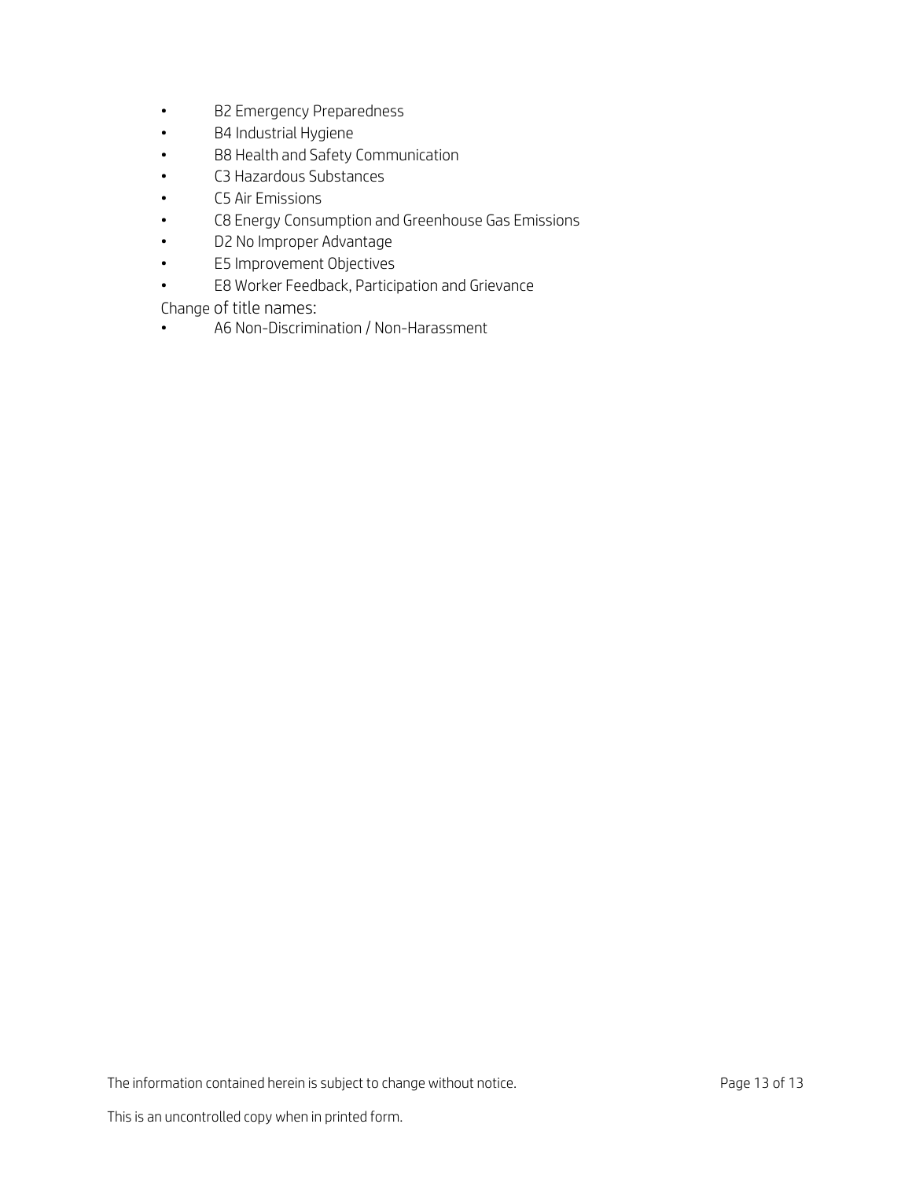- B2 Emergency Preparedness
- B4 Industrial Hygiene
- B8 Health and Safety Communication
- C3 Hazardous Substances
- C5 Air Emissions
- C8 Energy Consumption and Greenhouse Gas Emissions
- D2 No Improper Advantage
- E5 Improvement Objectives
- E8 Worker Feedback, Participation and Grievance

Change of title names:

- A6 Non-Discrimination / Non-Harassment